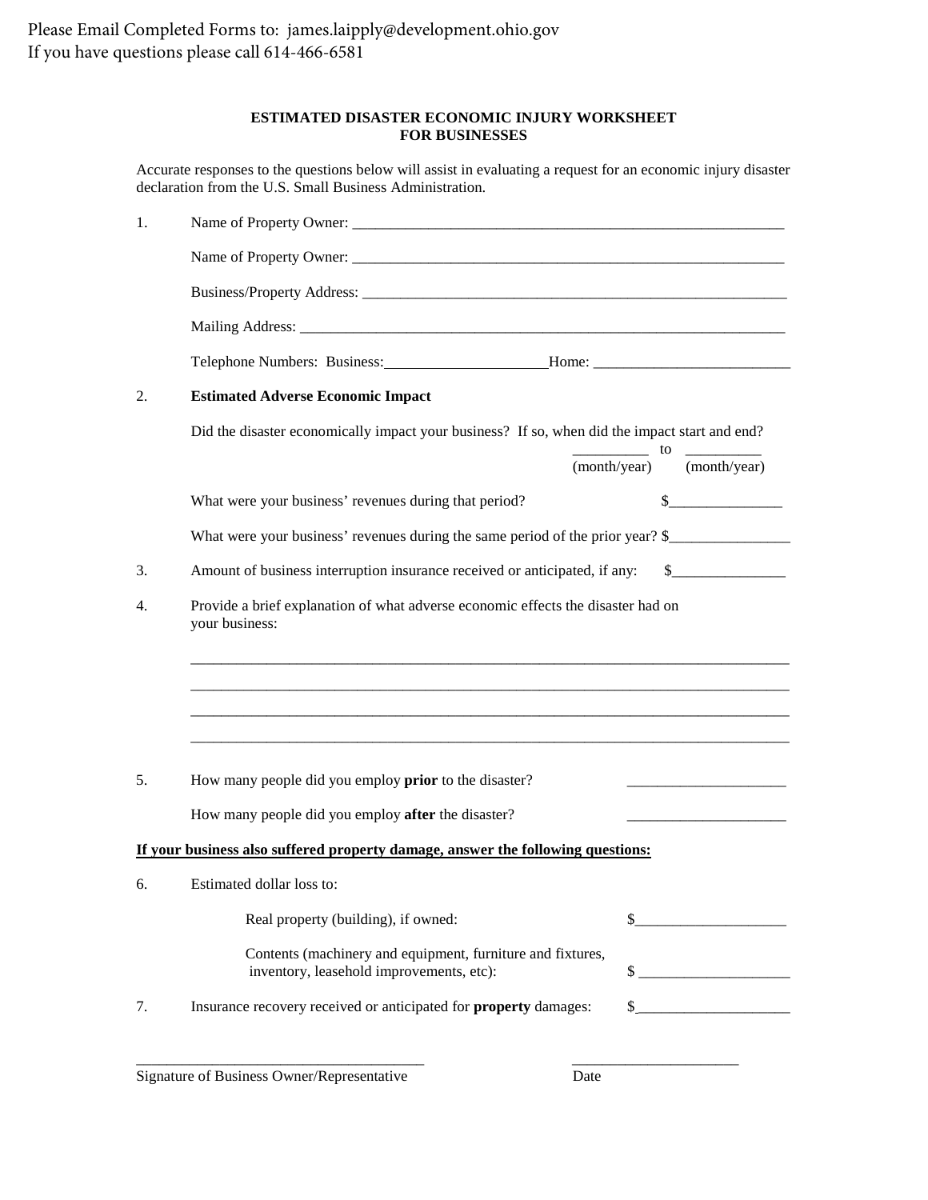Please Email Completed Forms to: james.laipply@development.ohio.gov
If you have questions please call 614-466-6581

## ESTIMATED DISASTER ECONOMIC INJURY WORKSHEET FOR BUSINESSES

Accurate responses to the questions below will assist in evaluating a request for an economic injury disaster declaration from the U.S. Small Business Administration.

1. Name of Property Owner: ___________________________________________________________

   Name of Property Owner: ___________________________________________________________

   Business/Property Address: _________________________________________________________

   Mailing Address: _________________________________________________________________

   Telephone Numbers: Business:_____________________Home: _________________________

2. **Estimated Adverse Economic Impact**

   Did the disaster economically impact your business? If so, when did the impact start and end?
   __________ to __________
   (month/year) (month/year)

   What were your business' revenues during that period? $_______________

   What were your business' revenues during the same period of the prior year? $_______________

3. Amount of business interruption insurance received or anticipated, if any: $_______________

4. Provide a brief explanation of what adverse economic effects the disaster had on your business:

   ________________________________________________________________________________

   ________________________________________________________________________________

   ________________________________________________________________________________

   ________________________________________________________________________________

5. How many people did you employ **prior** to the disaster? _____________________

   How many people did you employ **after** the disaster? _____________________

**<u>If your business also suffered property damage, answer the following questions:</u>**

6. Estimated dollar loss to:

   Real property (building), if owned: $____________________

   Contents (machinery and equipment, furniture and fixtures, inventory, leasehold improvements, etc): $ ____________________

7. Insurance recovery received or anticipated for **property** damages: $____________________

____________________________________ ______________________
Signature of Business Owner/Representative Date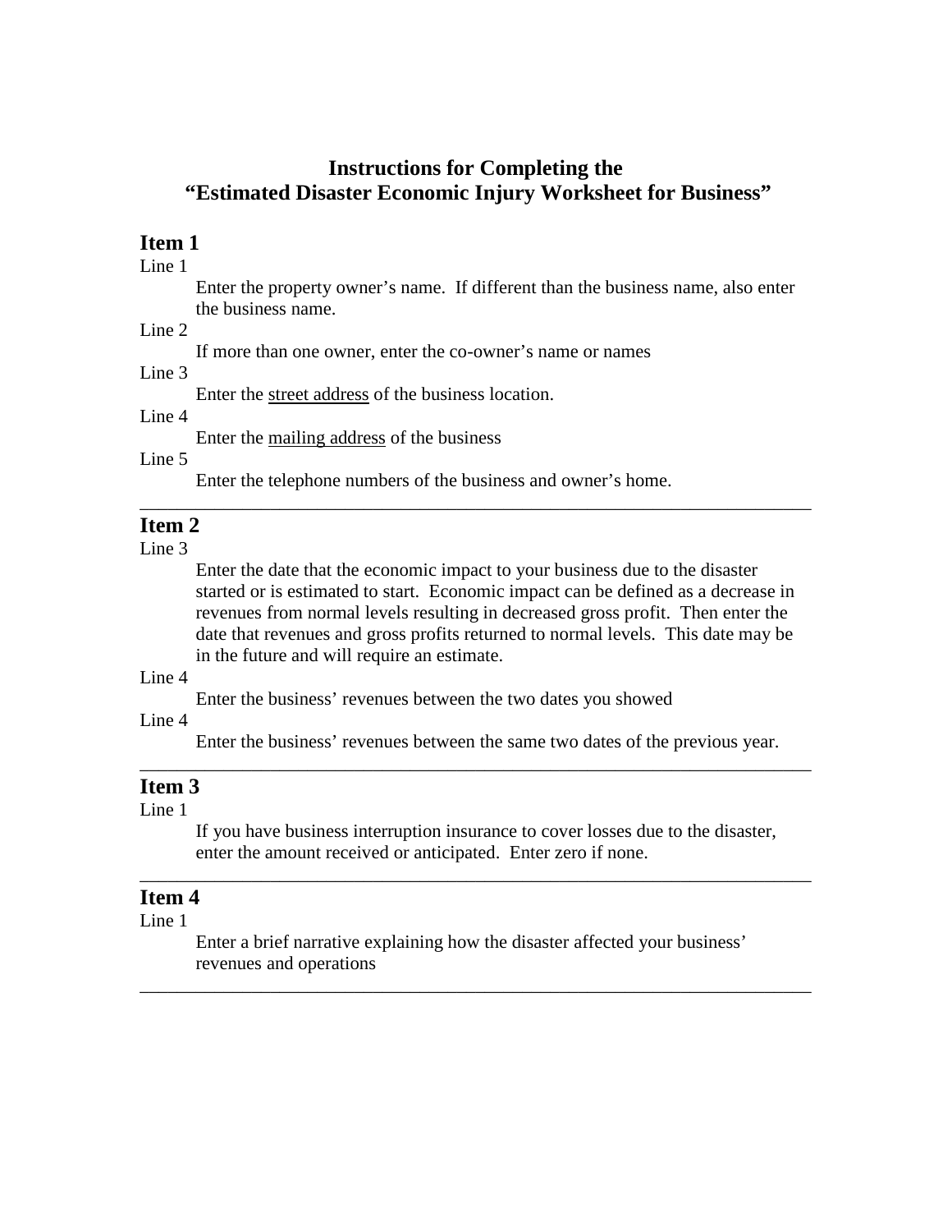# Instructions for Completing the "Estimated Disaster Economic Injury Worksheet for Business"

## Item 1

Line 1

Enter the property owner's name. If different than the business name, also enter the business name.

Line 2

If more than one owner, enter the co-owner's name or names

Line 3

Enter the <u>street address</u> of the business location.

Line 4

Enter the <u>mailing address</u> of the business

Line 5

Enter the telephone numbers of the business and owner's home.

---

## Item 2

Line 3

Enter the date that the economic impact to your business due to the disaster started or is estimated to start. Economic impact can be defined as a decrease in revenues from normal levels resulting in decreased gross profit. Then enter the date that revenues and gross profits returned to normal levels. This date may be in the future and will require an estimate.

Line 4

Enter the business' revenues between the two dates you showed

Line 4

Enter the business' revenues between the same two dates of the previous year.

---

## Item 3

Line 1

If you have business interruption insurance to cover losses due to the disaster, enter the amount received or anticipated. Enter zero if none.

---

## Item 4

Line 1

Enter a brief narrative explaining how the disaster affected your business' revenues and operations

---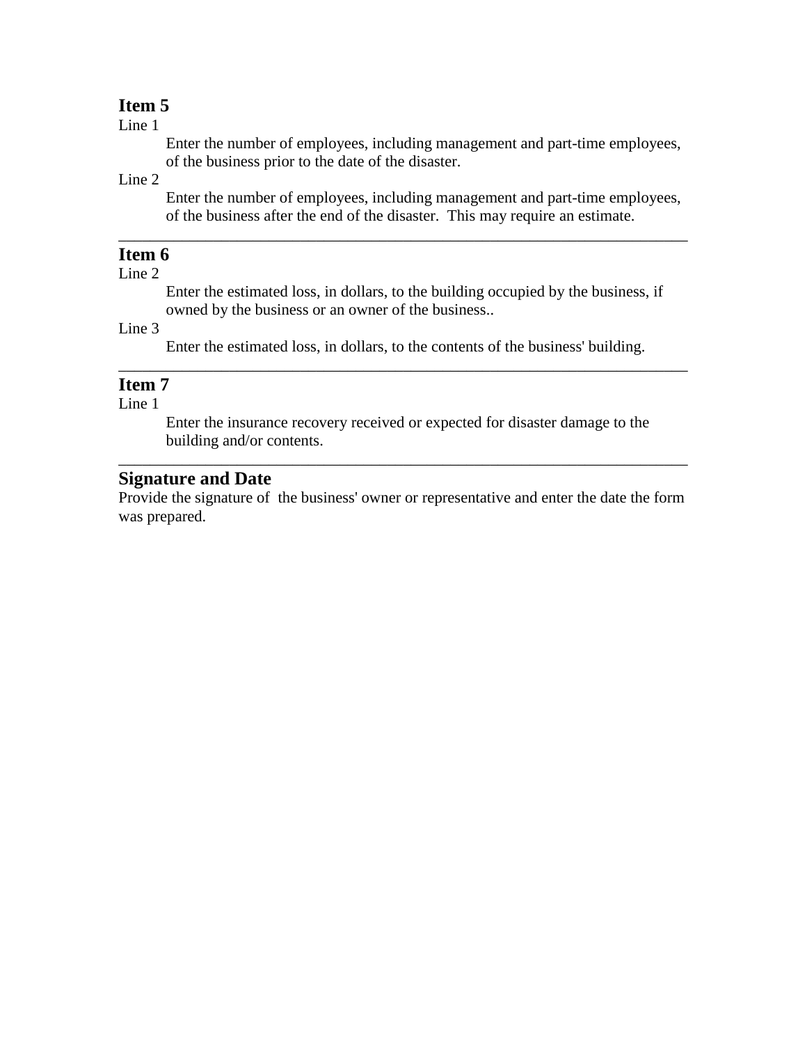## Item 5

Line 1

Enter the number of employees, including management and part-time employees, of the business prior to the date of the disaster.

Line 2

Enter the number of employees, including management and part-time employees, of the business after the end of the disaster.  This may require an estimate.

---

## Item 6

Line 2

Enter the estimated loss, in dollars, to the building occupied by the business, if owned by the business or an owner of the business..

Line 3

Enter the estimated loss, in dollars, to the contents of the business' building.

---

## Item 7

Line 1

Enter the insurance recovery received or expected for disaster damage to the building and/or contents.

---

## Signature and Date

Provide the signature of  the business' owner or representative and enter the date the form was prepared.